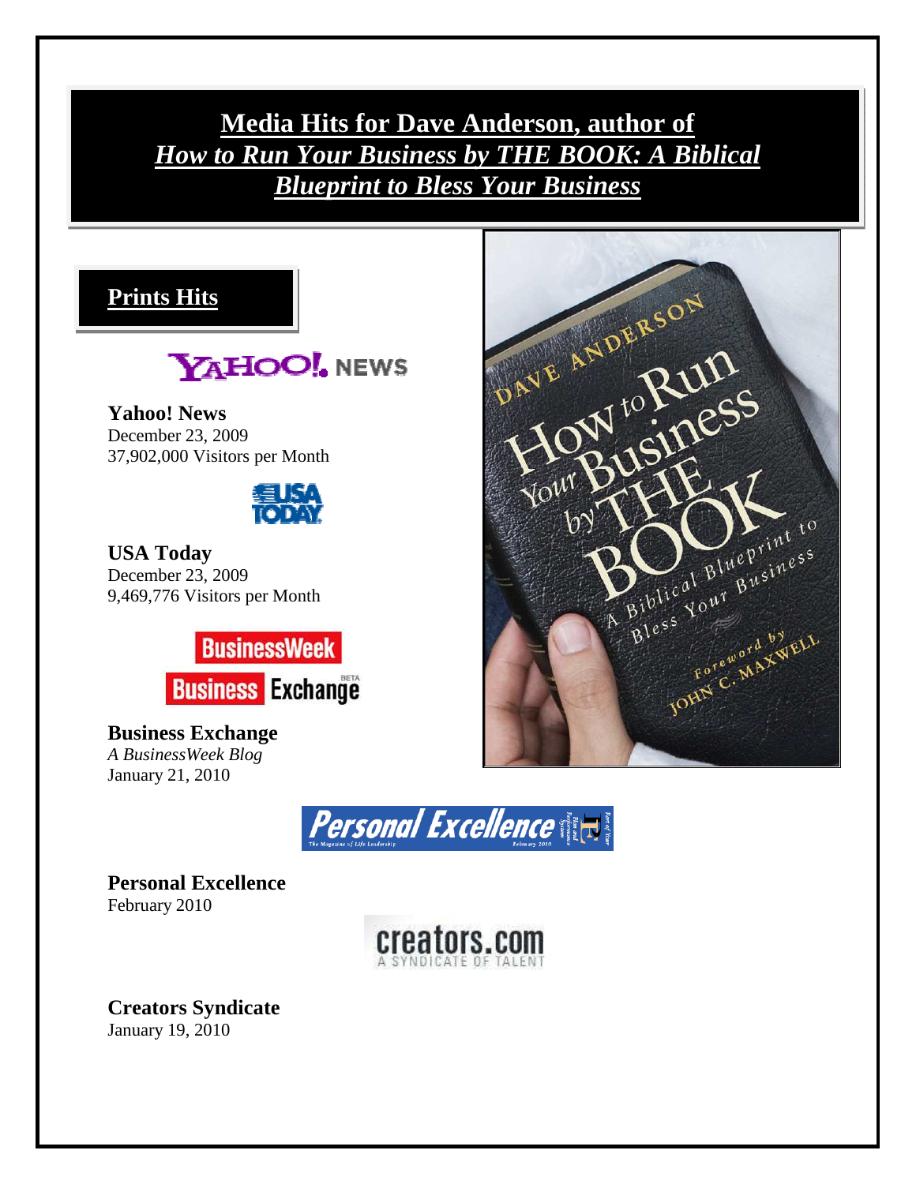# Media Hits for Dave Anderson, author of *How to Run Your Business by THE BOOK: A Biblical Blueprint to Bless Your Business*

## Prints Hits

**Yahoo! News**
December 23, 2009
37,902,000 Visitors per Month

**USA Today**
December 23, 2009
9,469,776 Visitors per Month

**Business Exchange**
*A BusinessWeek Blog*
January 21, 2010

**Personal Excellence**
February 2010

**Creators Syndicate**
January 19, 2010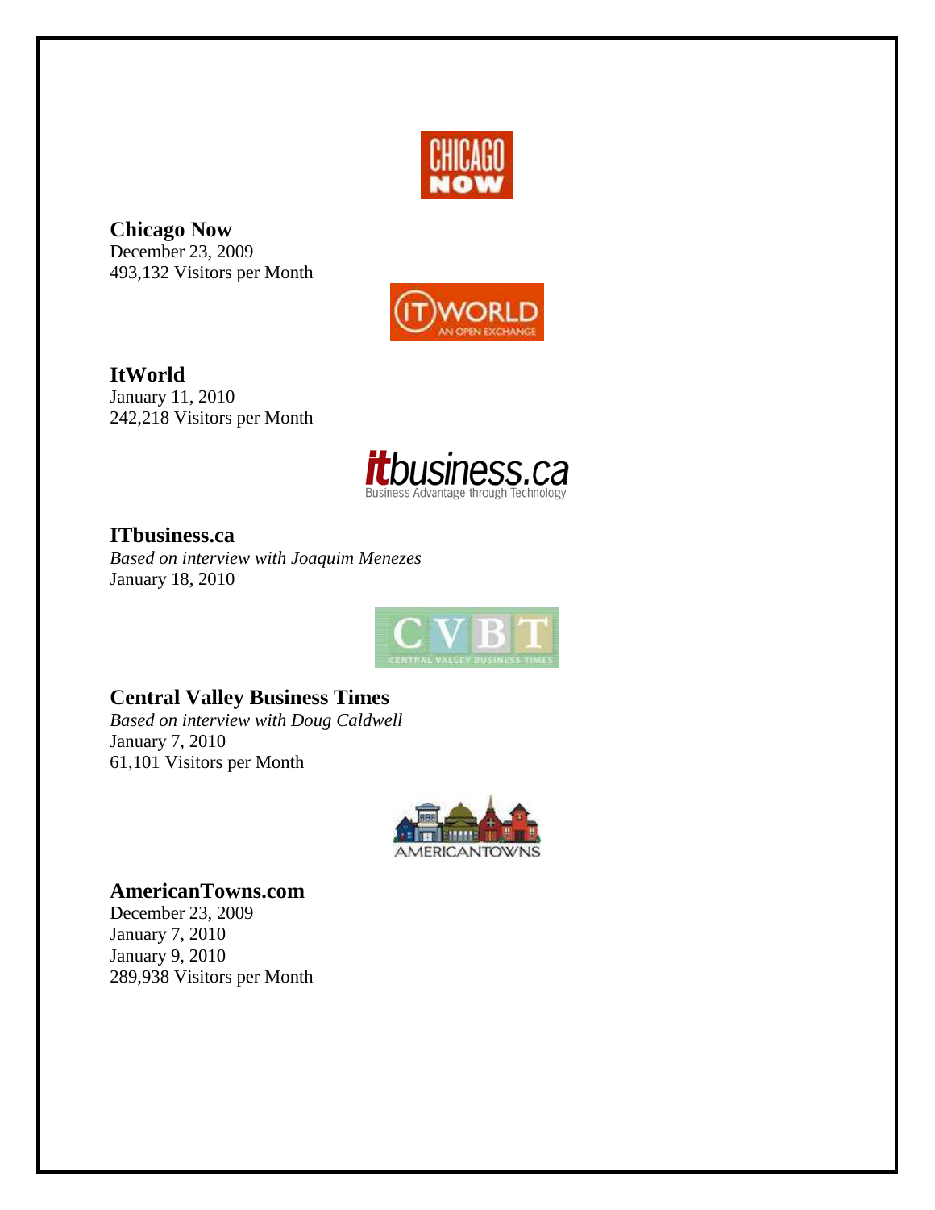**Chicago Now**
December 23, 2009
493,132 Visitors per Month

**ItWorld**
January 11, 2010
242,218 Visitors per Month

**ITbusiness.ca**
*Based on interview with Joaquim Menezes*
January 18, 2010

**Central Valley Business Times**
*Based on interview with Doug Caldwell*
January 7, 2010
61,101 Visitors per Month

**AmericanTowns.com**
December 23, 2009
January 7, 2010
January 9, 2010
289,938 Visitors per Month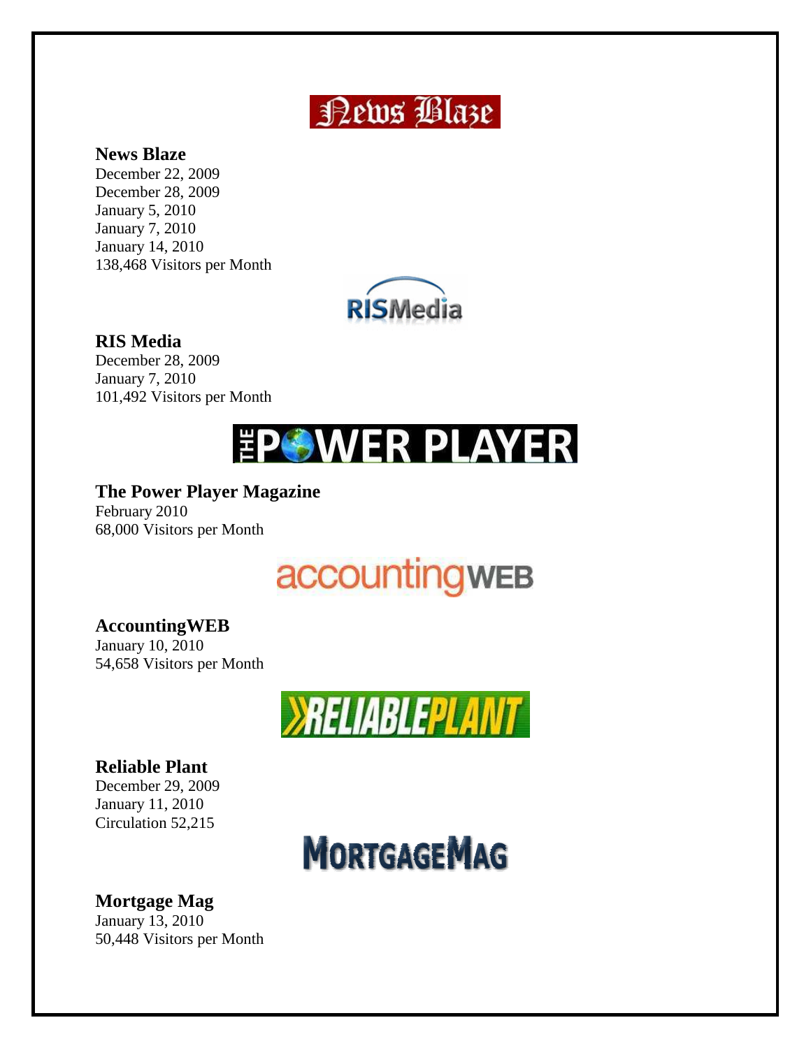**News Blaze**
December 22, 2009
December 28, 2009
January 5, 2010
January 7, 2010
January 14, 2010
138,468 Visitors per Month

**RIS Media**
December 28, 2009
January 7, 2010
101,492 Visitors per Month

**The Power Player Magazine**
February 2010
68,000 Visitors per Month

**AccountingWEB**
January 10, 2010
54,658 Visitors per Month

**Reliable Plant**
December 29, 2009
January 11, 2010
Circulation 52,215

**Mortgage Mag**
January 13, 2010
50,448 Visitors per Month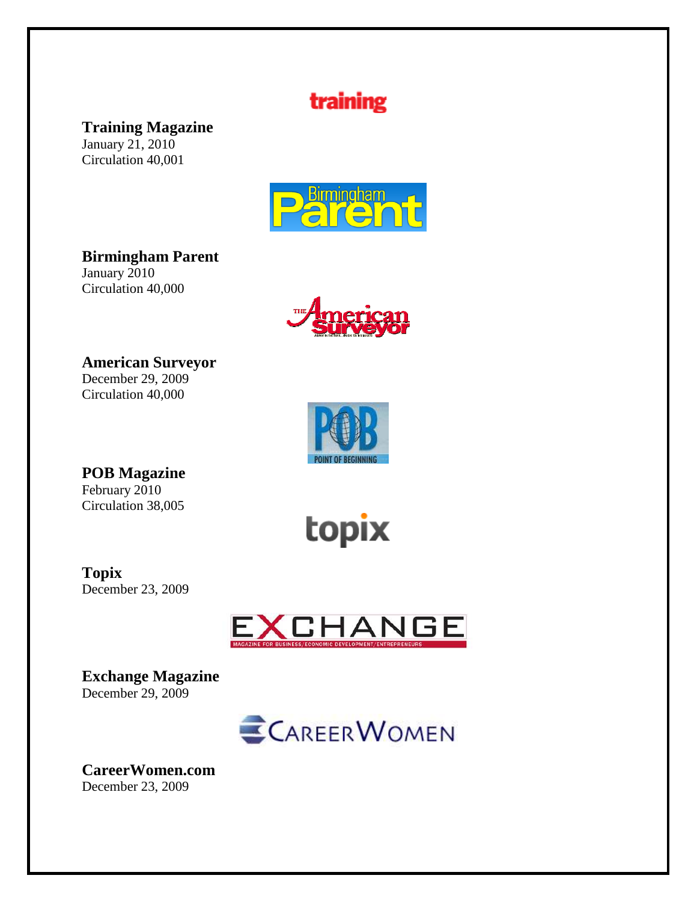**Training Magazine**
January 21, 2010
Circulation 40,001

**Birmingham Parent**
January 2010
Circulation 40,000

**American Surveyor**
December 29, 2009
Circulation 40,000

**POB Magazine**
February 2010
Circulation 38,005

**Topix**
December 23, 2009

**Exchange Magazine**
December 29, 2009

**CareerWomen.com**
December 23, 2009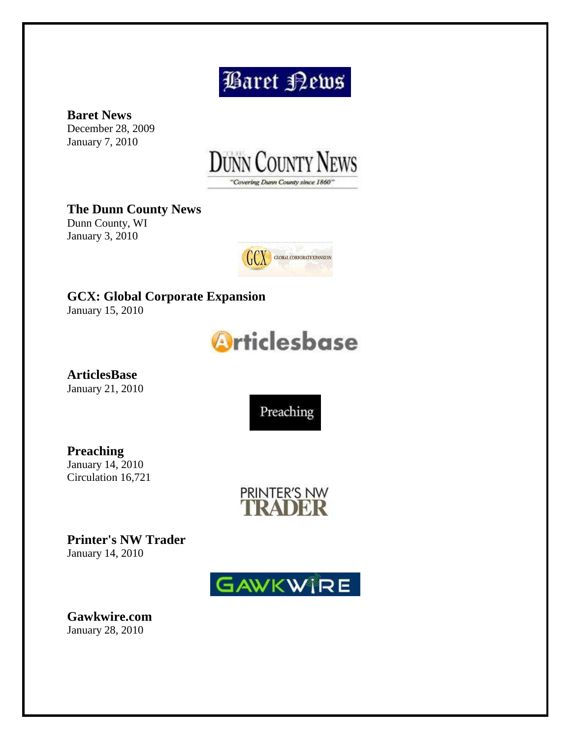**Baret News**
December 28, 2009
January 7, 2010

**The Dunn County News**
Dunn County, WI
January 3, 2010

**GCX: Global Corporate Expansion**
January 15, 2010

**ArticlesBase**
January 21, 2010

**Preaching**
January 14, 2010
Circulation 16,721

**Printer's NW Trader**
January 14, 2010

**Gawkwire.com**
January 28, 2010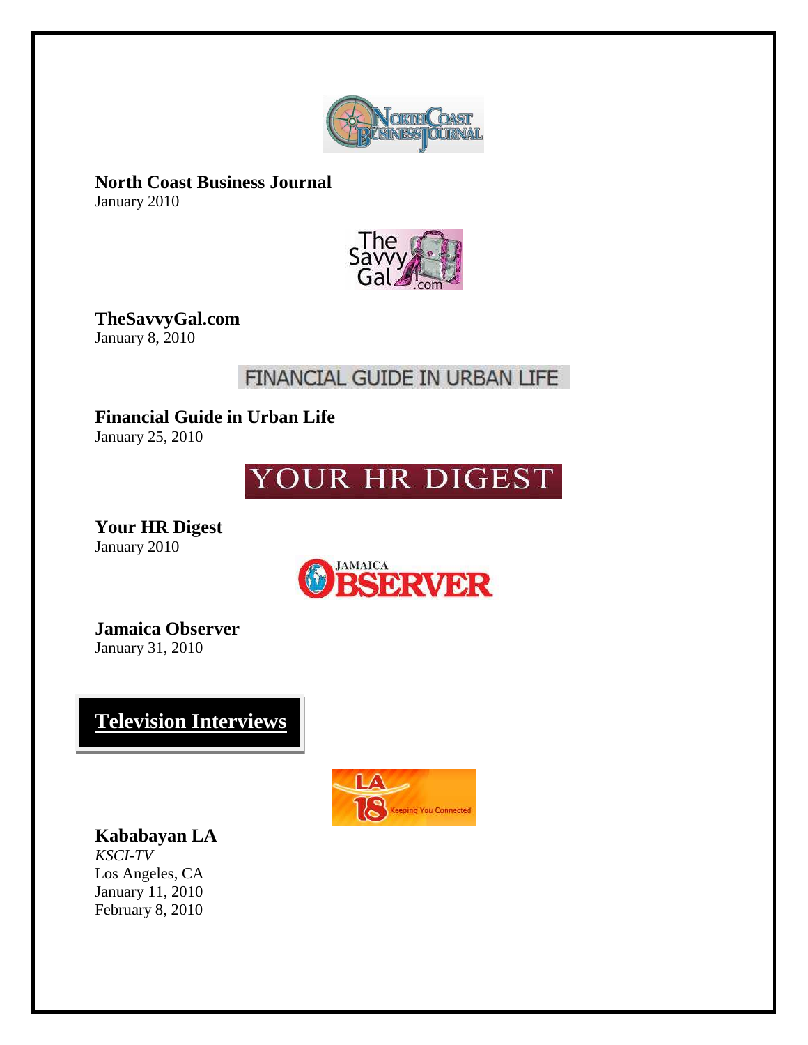**North Coast Business Journal**
January 2010

**TheSavvyGal.com**
January 8, 2010

**Financial Guide in Urban Life**
January 25, 2010

**Your HR Digest**
January 2010

**Jamaica Observer**
January 31, 2010

## Television Interviews

**Kababayan LA**
*KSCI-TV*
Los Angeles, CA
January 11, 2010
February 8, 2010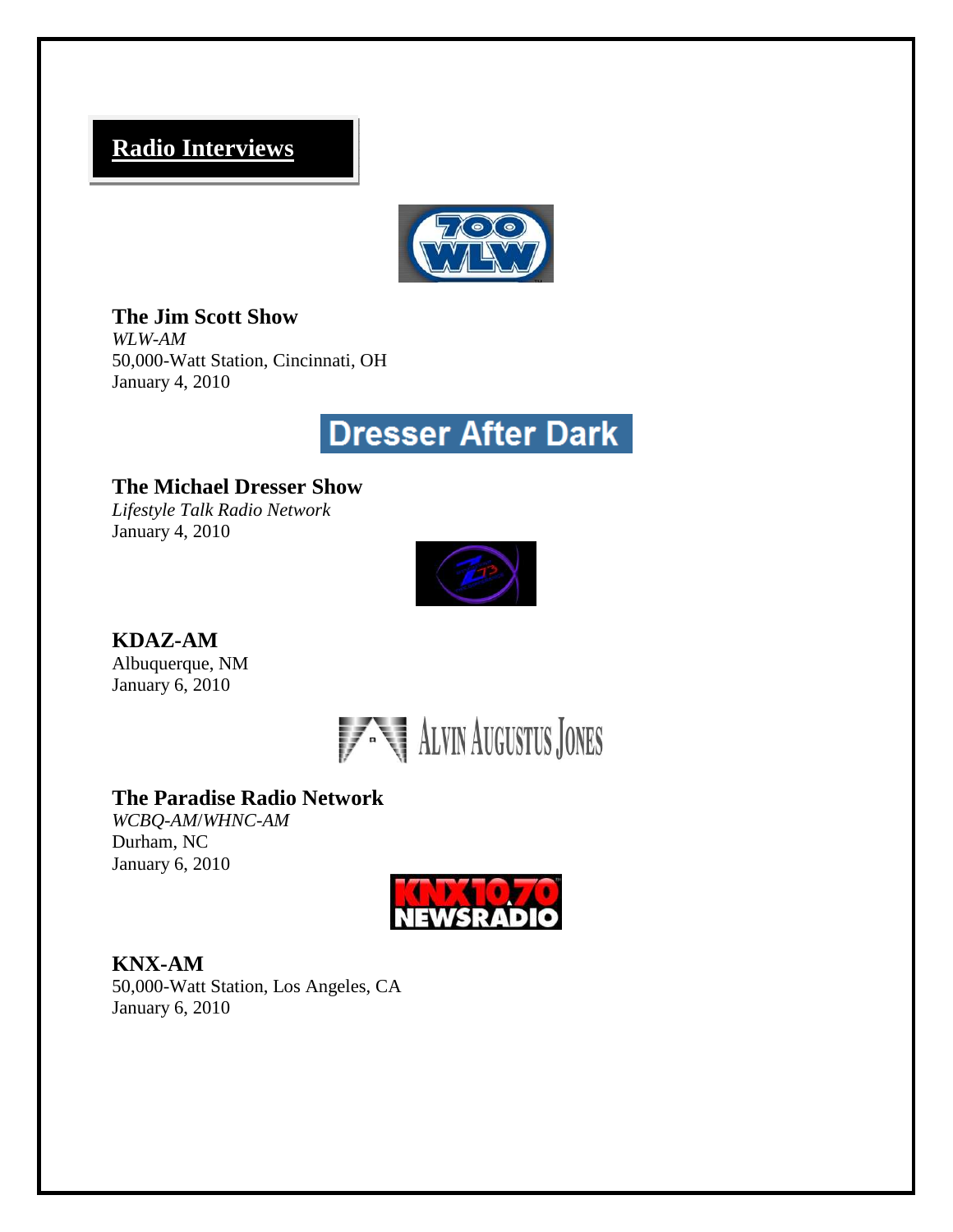## Radio Interviews

**The Jim Scott Show**
*WLW-AM*
50,000-Watt Station, Cincinnati, OH
January 4, 2010

**The Michael Dresser Show**
*Lifestyle Talk Radio Network*
January 4, 2010

**KDAZ-AM**
Albuquerque, NM
January 6, 2010

**The Paradise Radio Network**
*WCBQ-AM*/*WHNC-AM*
Durham, NC
January 6, 2010

**KNX-AM**
50,000-Watt Station, Los Angeles, CA
January 6, 2010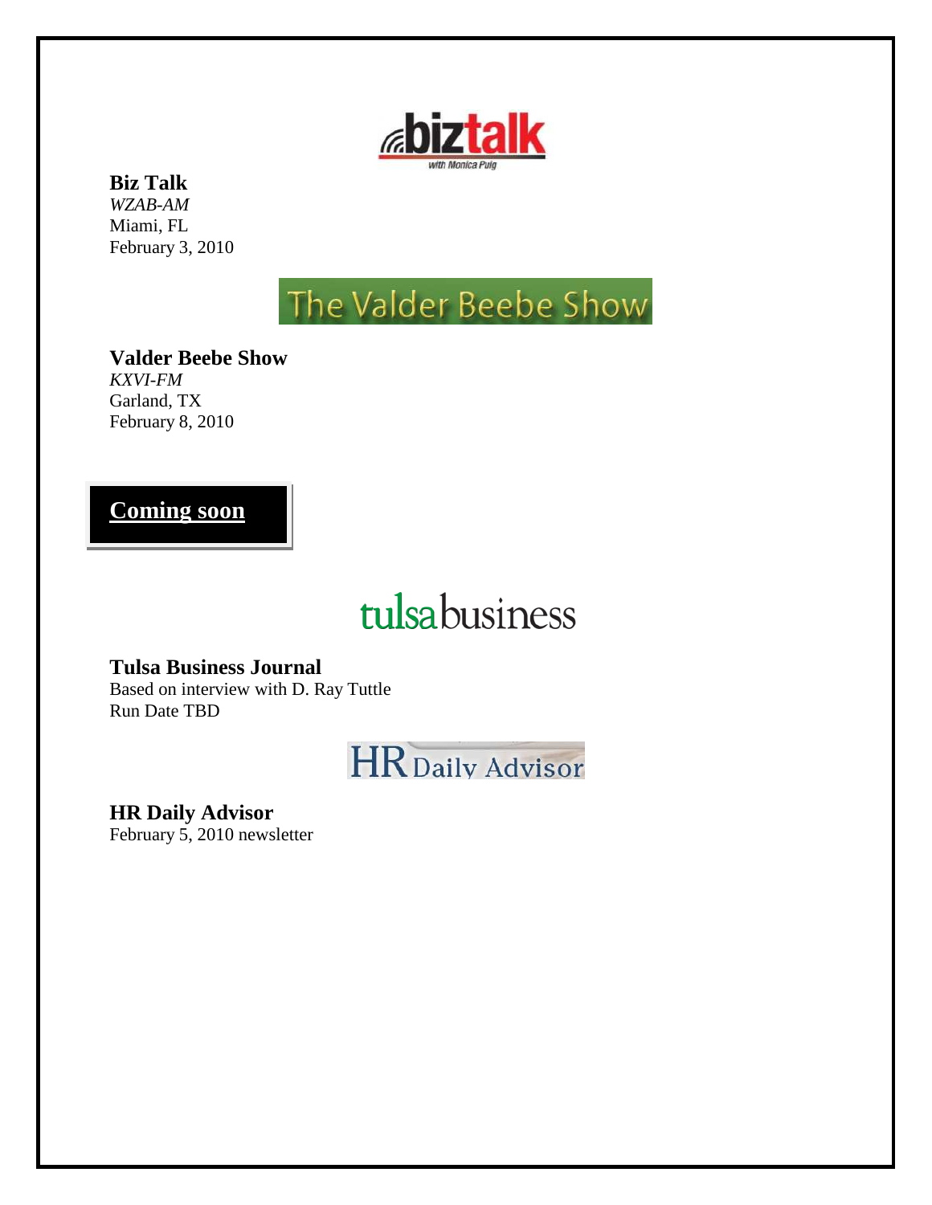biztalk
with Monica Puig

**Biz Talk**
*WZAB-AM*
Miami, FL
February 3, 2010

The Valder Beebe Show

**Valder Beebe Show**
*KXVI-FM*
Garland, TX
February 8, 2010

**Coming soon**

tulsabusiness

**Tulsa Business Journal**
Based on interview with D. Ray Tuttle
Run Date TBD

HR Daily Advisor

**HR Daily Advisor**
February 5, 2010 newsletter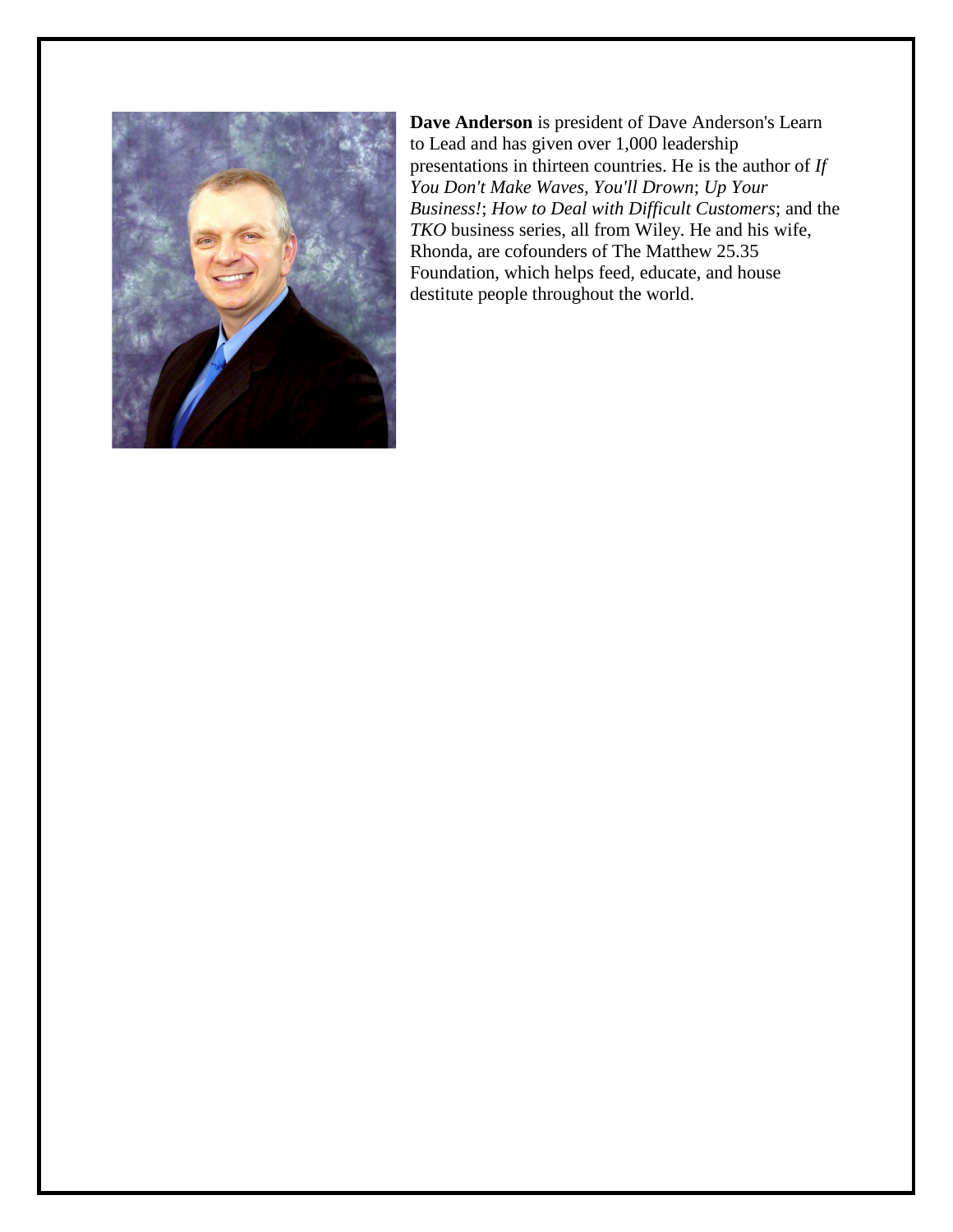**Dave Anderson** is president of Dave Anderson's Learn to Lead and has given over 1,000 leadership presentations in thirteen countries. He is the author of *If You Don't Make Waves, You'll Drown*; *Up Your Business!*; *How to Deal with Difficult Customers*; and the *TKO* business series, all from Wiley. He and his wife, Rhonda, are cofounders of The Matthew 25.35 Foundation, which helps feed, educate, and house destitute people throughout the world.